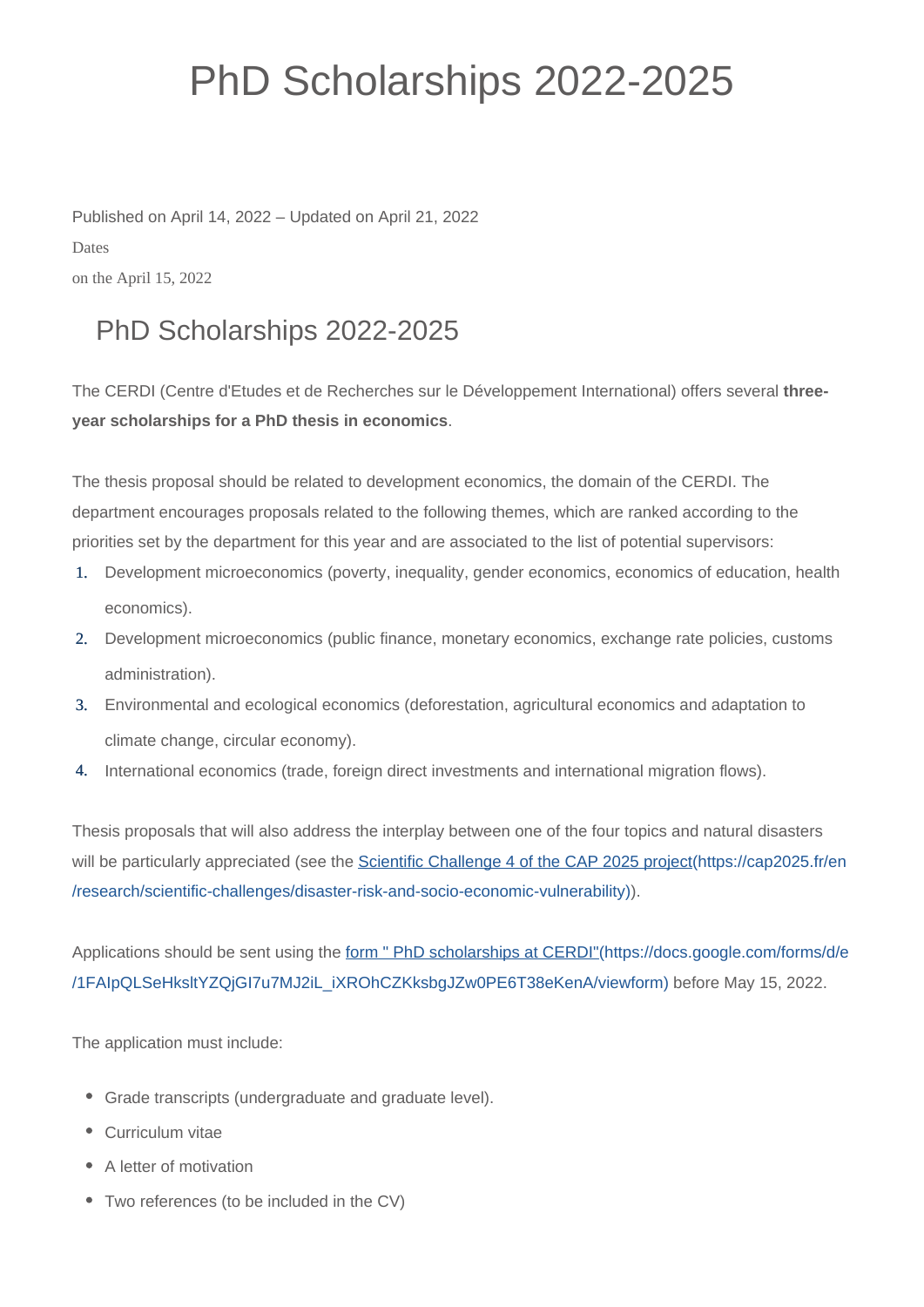# PhD Scholarships 2022-2025

Published on April 14, 2022 – Updated on April 21, 2022

Dates

on the April 15, 2022

## PhD Scholarships 2022-2025

The CERDI (Centre d'Etudes et de Recherches sur le Développement International) offers several **three-year scholarships for a PhD thesis in economics**.

The thesis proposal should be related to development economics, the domain of the CERDI. The department encourages proposals related to the following themes, which are ranked according to the priorities set by the department for this year and are associated to the list of potential supervisors:

1. Development microeconomics (poverty, inequality, gender economics, economics of education, health economics).
2. Development microeconomics (public finance, monetary economics, exchange rate policies, customs administration).
3. Environmental and ecological economics (deforestation, agricultural economics and adaptation to climate change, circular economy).
4. International economics (trade, foreign direct investments and international migration flows).

Thesis proposals that will also address the interplay between one of the four topics and natural disasters will be particularly appreciated (see the [Scientific Challenge 4 of the CAP 2025 project](https://cap2025.fr/en/research/scientific-challenges/disaster-risk-and-socio-economic-vulnerability)(https://cap2025.fr/en/research/scientific-challenges/disaster-risk-and-socio-economic-vulnerability)).

Applications should be sent using the [form " PhD scholarships at CERDI"](https://docs.google.com/forms/d/e/1FAIpQLSeHksltYZQjGI7u7MJ2iL_iXROhCZKksbgJZw0PE6T38eKenA/viewform)(https://docs.google.com/forms/d/e/1FAIpQLSeHksltYZQjGI7u7MJ2iL_iXROhCZKksbgJZw0PE6T38eKenA/viewform) before May 15, 2022.

The application must include:

- Grade transcripts (undergraduate and graduate level).
- Curriculum vitae
- A letter of motivation
- Two references (to be included in the CV)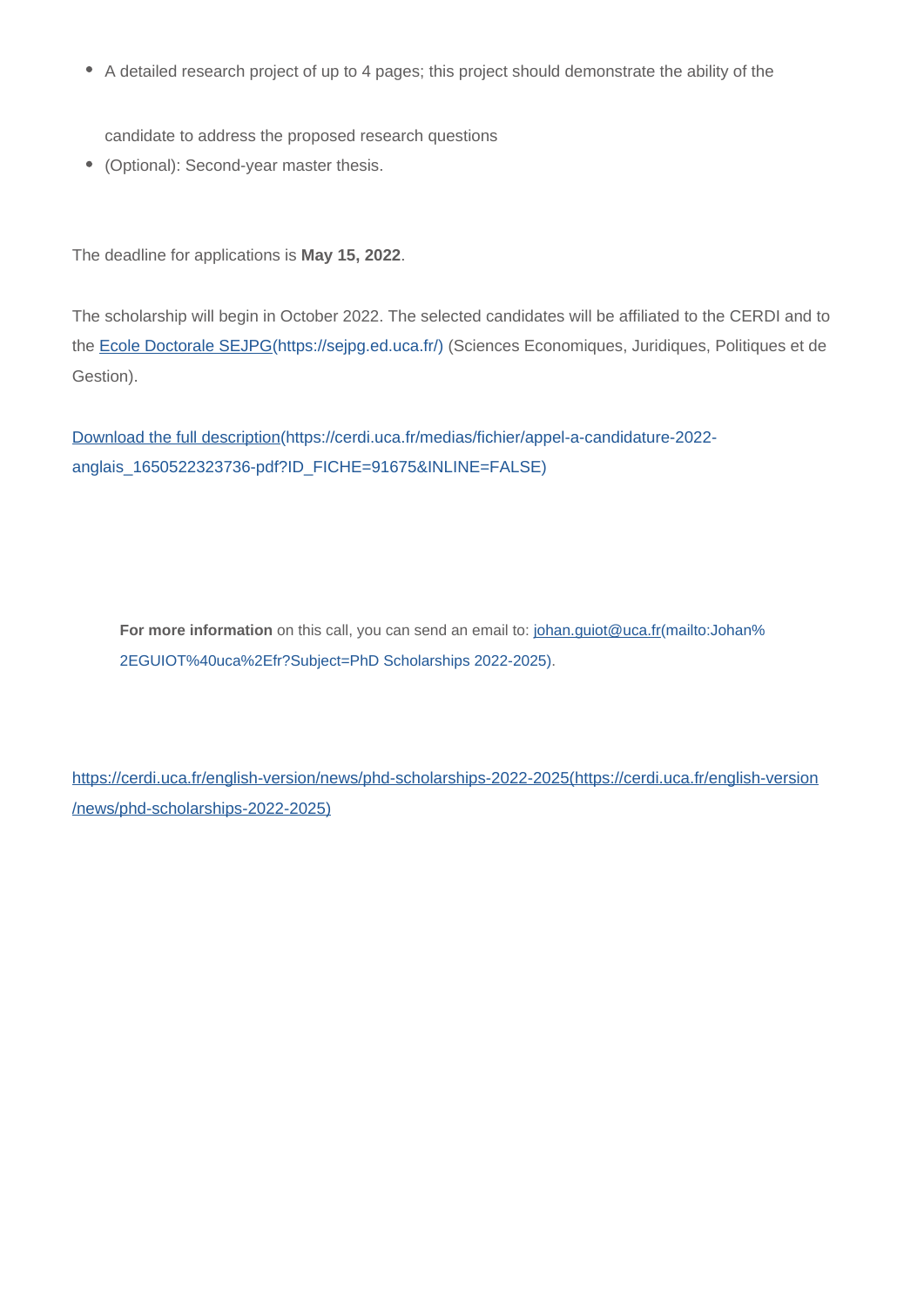- A detailed research project of up to 4 pages; this project should demonstrate the ability of the candidate to address the proposed research questions
- (Optional): Second-year master thesis.

The deadline for applications is **May 15, 2022**.

The scholarship will begin in October 2022. The selected candidates will be affiliated to the CERDI and to the Ecole Doctorale SEJPG(https://sejpg.ed.uca.fr/) (Sciences Economiques, Juridiques, Politiques et de Gestion).

Download the full description(https://cerdi.uca.fr/medias/fichier/appel-a-candidature-2022-anglais_1650522323736-pdf?ID_FICHE=91675&INLINE=FALSE)

**For more information** on this call, you can send an email to: johan.guiot@uca.fr(mailto:Johan%2EGUIOT%40uca%2Efr?Subject=PhD Scholarships 2022-2025).

https://cerdi.uca.fr/english-version/news/phd-scholarships-2022-2025(https://cerdi.uca.fr/english-version/news/phd-scholarships-2022-2025)